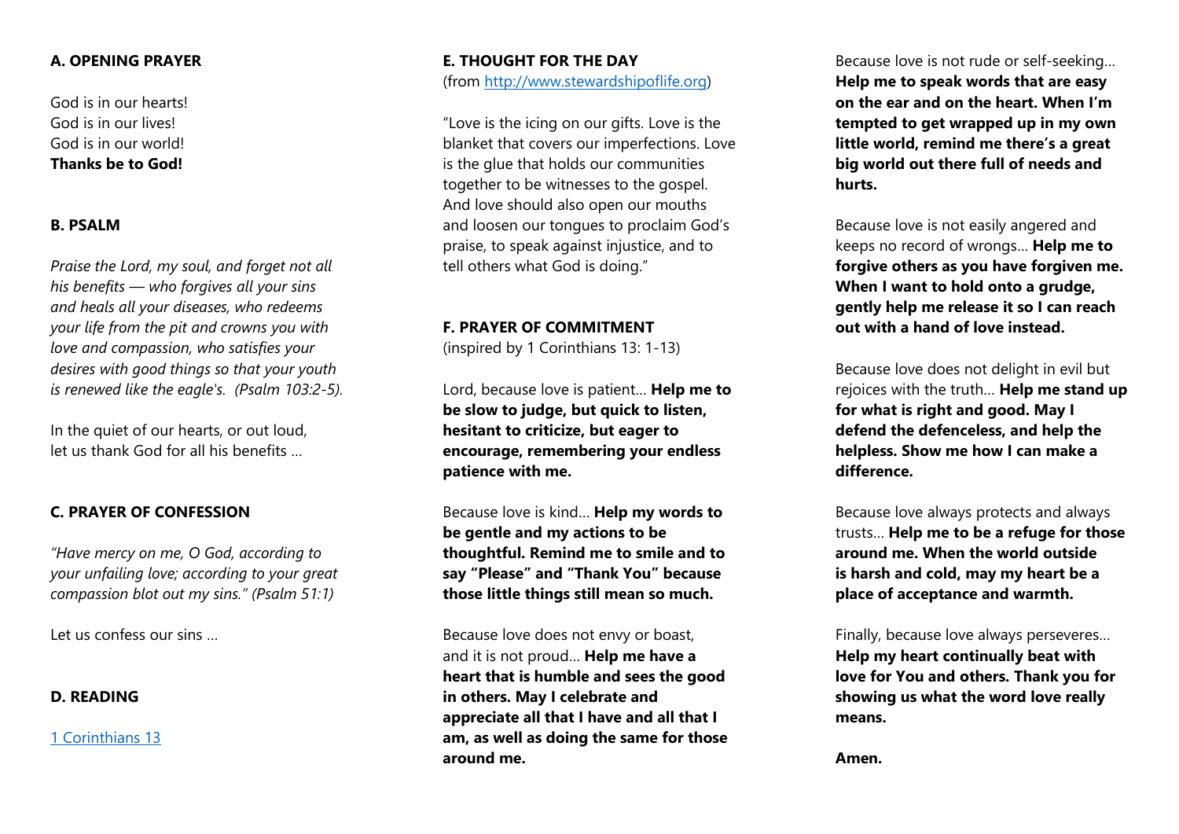### A. OPENING PRAYER

God is in our hearts!
God is in our lives!
God is in our world!
**Thanks be to God!**

### B. PSALM

*Praise the Lord, my soul, and forget not all his benefits — who forgives all your sins and heals all your diseases, who redeems your life from the pit and crowns you with love and compassion, who satisfies your desires with good things so that your youth is renewed like the eagle's. (Psalm 103:2-5).*

In the quiet of our hearts, or out loud, let us thank God for all his benefits …

### C. PRAYER OF CONFESSION

*"Have mercy on me, O God, according to your unfailing love; according to your great compassion blot out my sins." (Psalm 51:1)*

Let us confess our sins …

### D. READING

[1 Corinthians 13]

### E. THOUGHT FOR THE DAY

(from [http://www.stewardshipoflife.org](http://www.stewardshipoflife.org))

"Love is the icing on our gifts. Love is the blanket that covers our imperfections. Love is the glue that holds our communities together to be witnesses to the gospel. And love should also open our mouths and loosen our tongues to proclaim God's praise, to speak against injustice, and to tell others what God is doing."

### F. PRAYER OF COMMITMENT

(inspired by 1 Corinthians 13: 1-13)

Lord, because love is patient… **Help me to be slow to judge, but quick to listen, hesitant to criticize, but eager to encourage, remembering your endless patience with me.**

Because love is kind… **Help my words to be gentle and my actions to be thoughtful. Remind me to smile and to say "Please" and "Thank You" because those little things still mean so much.**

Because love does not envy or boast, and it is not proud… **Help me have a heart that is humble and sees the good in others. May I celebrate and appreciate all that I have and all that I am, as well as doing the same for those around me.**

Because love is not rude or self-seeking… **Help me to speak words that are easy on the ear and on the heart. When I'm tempted to get wrapped up in my own little world, remind me there's a great big world out there full of needs and hurts.**

Because love is not easily angered and keeps no record of wrongs… **Help me to forgive others as you have forgiven me. When I want to hold onto a grudge, gently help me release it so I can reach out with a hand of love instead.**

Because love does not delight in evil but rejoices with the truth… **Help me stand up for what is right and good. May I defend the defenceless, and help the helpless. Show me how I can make a difference.**

Because love always protects and always trusts… **Help me to be a refuge for those around me. When the world outside is harsh and cold, may my heart be a place of acceptance and warmth.**

Finally, because love always perseveres… **Help my heart continually beat with love for You and others. Thank you for showing us what the word love really means.**

**Amen.**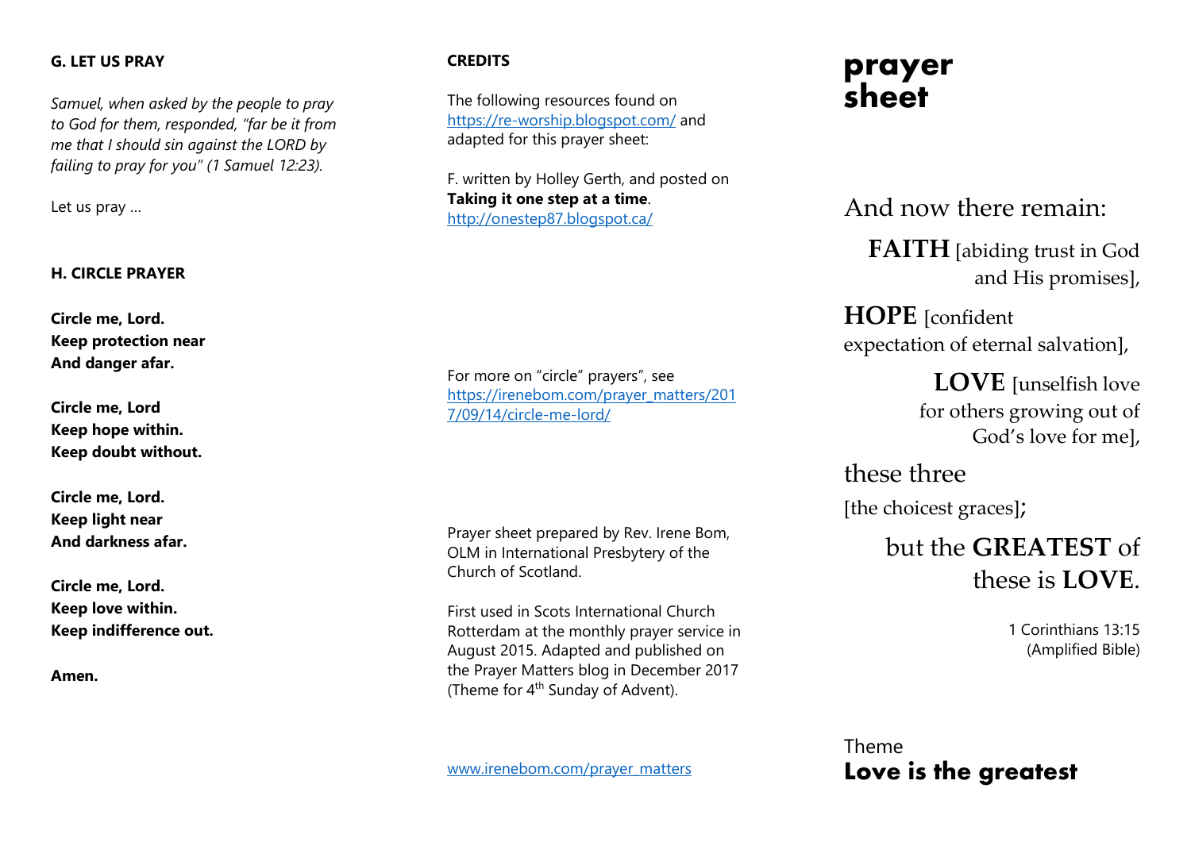**G. LET US PRAY**

*Samuel, when asked by the people to pray to God for them, responded, "far be it from me that I should sin against the LORD by failing to pray for you" (1 Samuel 12:23).*

Let us pray …

**H. CIRCLE PRAYER**

**Circle me, Lord.**
**Keep protection near**
**And danger afar.**

**Circle me, Lord**
**Keep hope within.**
**Keep doubt without.**

**Circle me, Lord.**
**Keep light near**
**And darkness afar.**

**Circle me, Lord.**
**Keep love within.**
**Keep indifference out.**

**Amen.**

**CREDITS**

The following resources found on https://re-worship.blogspot.com/ and adapted for this prayer sheet:

F. written by Holley Gerth, and posted on **Taking it one step at a time**. http://onestep87.blogspot.ca/

For more on "circle" prayers", see https://irenebom.com/prayer_matters/2017/09/14/circle-me-lord/

Prayer sheet prepared by Rev. Irene Bom, OLM in International Presbytery of the Church of Scotland.

First used in Scots International Church Rotterdam at the monthly prayer service in August 2015. Adapted and published on the Prayer Matters blog in December 2017 (Theme for 4th Sunday of Advent).

www.irenebom.com/prayer_matters

# prayer sheet

And now there remain:

**FAITH** [abiding trust in God and His promises],

**HOPE** [confident expectation of eternal salvation],

**LOVE** [unselfish love for others growing out of God's love for me],

these three [the choicest graces];

but the **GREATEST** of these is **LOVE**.

1 Corinthians 13:15
(Amplified Bible)

Theme
**Love is the greatest**